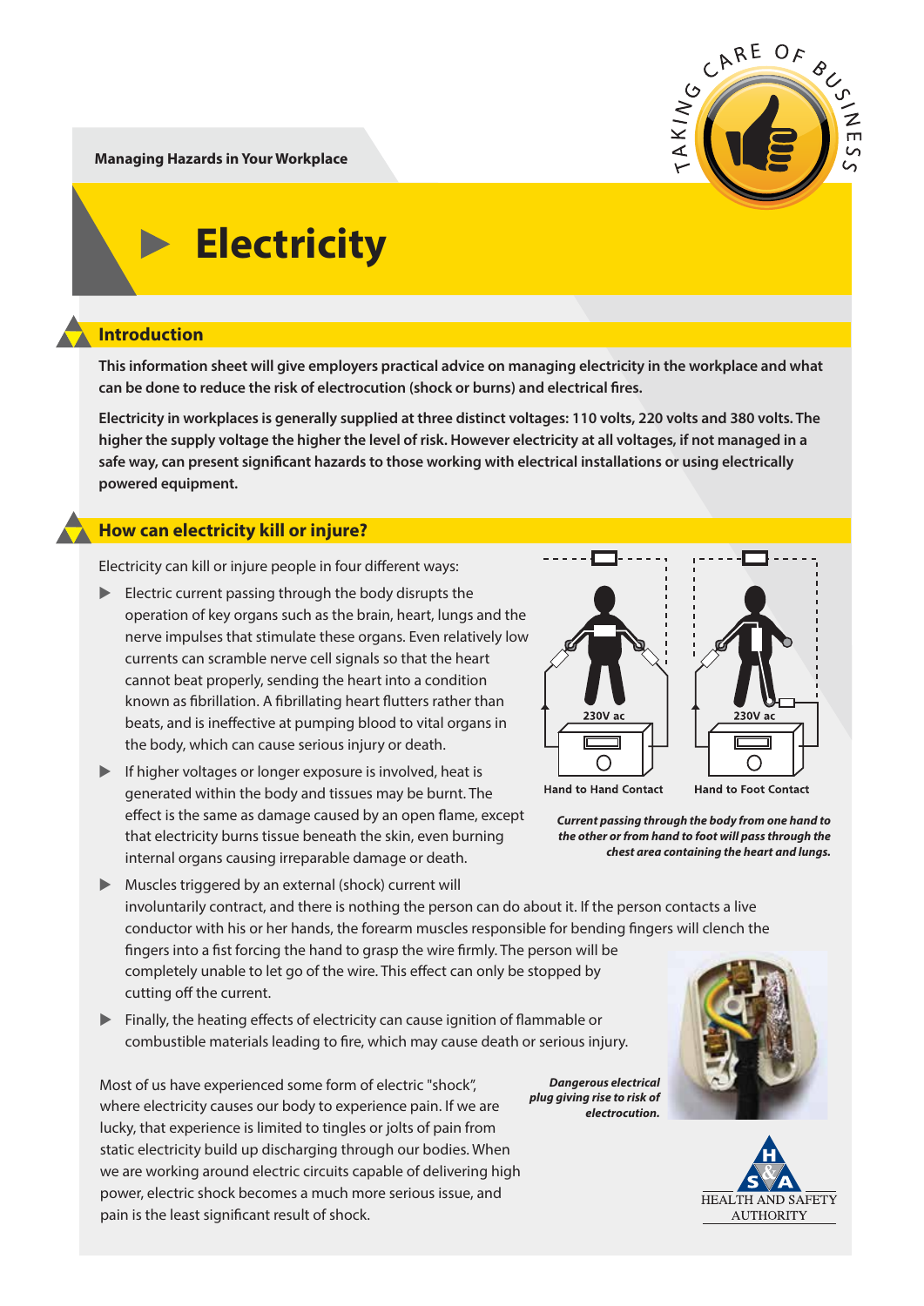Managing Hazards in Your Workplace

# Electricity

## Introduction

**This information sheet will give employers practical advice on managing electricity in the workplace and what can be done to reduce the risk of electrocution (shock or burns) and electrical fires.**

**Electricity in workplaces is generally supplied at three distinct voltages: 110 volts, 220 volts and 380 volts. The higher the supply voltage the higher the level of risk. However electricity at all voltages, if not managed in a safe way, can present significant hazards to those working with electrical installations or using electrically powered equipment.**

## How can electricity kill or injure?

Electricity can kill or injure people in four different ways:

- Electric current passing through the body disrupts the operation of key organs such as the brain, heart, lungs and the nerve impulses that stimulate these organs. Even relatively low currents can scramble nerve cell signals so that the heart cannot beat properly, sending the heart into a condition known as fibrillation. A fibrillating heart flutters rather than beats, and is ineffective at pumping blood to vital organs in the body, which can cause serious injury or death.
- If higher voltages or longer exposure is involved, heat is generated within the body and tissues may be burnt. The effect is the same as damage caused by an open flame, except that electricity burns tissue beneath the skin, even burning internal organs causing irreparable damage or death.
- Muscles triggered by an external (shock) current will involuntarily contract, and there is nothing the person can do about it. If the person contacts a live conductor with his or her hands, the forearm muscles responsible for bending fingers will clench the fingers into a fist forcing the hand to grasp the wire firmly. The person will be completely unable to let go of the wire. This effect can only be stopped by cutting off the current.
- Finally, the heating effects of electricity can cause ignition of flammable or combustible materials leading to fire, which may cause death or serious injury.

230V ac — Hand to Hand Contact

230V ac — Hand to Foot Contact

***Current passing through the body from one hand to the other or from hand to foot will pass through the chest area containing the heart and lungs.***

Most of us have experienced some form of electric "shock", where electricity causes our body to experience pain. If we are lucky, that experience is limited to tingles or jolts of pain from static electricity build up discharging through our bodies. When we are working around electric circuits capable of delivering high power, electric shock becomes a much more serious issue, and pain is the least significant result of shock.

***Dangerous electrical plug giving rise to risk of electrocution.***

HEALTH AND SAFETY AUTHORITY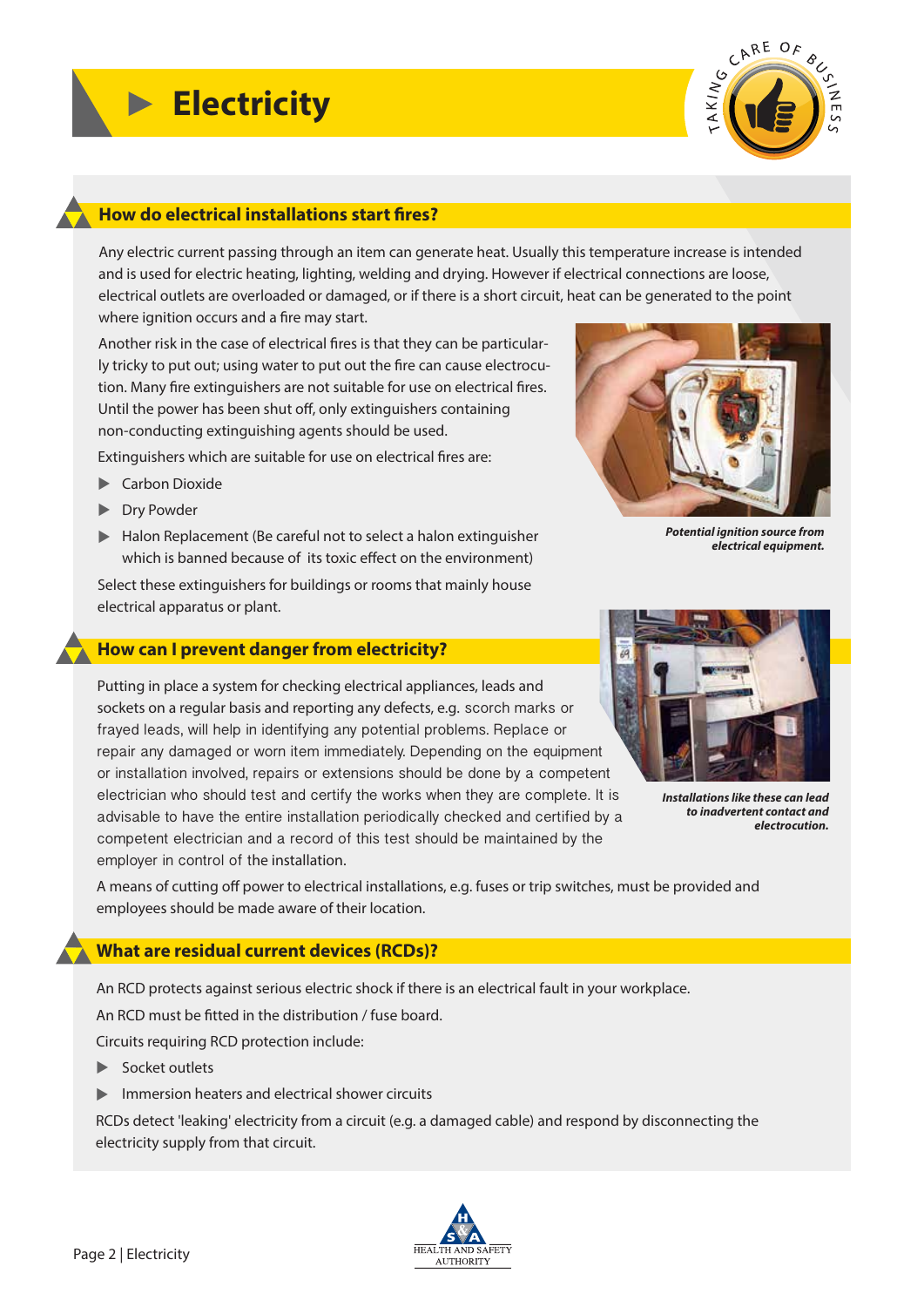# Electricity

## How do electrical installations start fires?

Any electric current passing through an item can generate heat. Usually this temperature increase is intended and is used for electric heating, lighting, welding and drying. However if electrical connections are loose, electrical outlets are overloaded or damaged, or if there is a short circuit, heat can be generated to the point where ignition occurs and a fire may start.

Another risk in the case of electrical fires is that they can be particularly tricky to put out; using water to put out the fire can cause electrocution. Many fire extinguishers are not suitable for use on electrical fires. Until the power has been shut off, only extinguishers containing non-conducting extinguishing agents should be used.

Extinguishers which are suitable for use on electrical fires are:

- Carbon Dioxide
- Dry Powder
- Halon Replacement (Be careful not to select a halon extinguisher which is banned because of its toxic effect on the environment)

Select these extinguishers for buildings or rooms that mainly house electrical apparatus or plant.

*Potential ignition source from electrical equipment.*

## How can I prevent danger from electricity?

Putting in place a system for checking electrical appliances, leads and sockets on a regular basis and reporting any defects, e.g. scorch marks or frayed leads, will help in identifying any potential problems. Replace or repair any damaged or worn item immediately. Depending on the equipment or installation involved, repairs or extensions should be done by a competent electrician who should test and certify the works when they are complete. It is advisable to have the entire installation periodically checked and certified by a competent electrician and a record of this test should be maintained by the employer in control of the installation.

*Installations like these can lead to inadvertent contact and electrocution.*

A means of cutting off power to electrical installations, e.g. fuses or trip switches, must be provided and employees should be made aware of their location.

## What are residual current devices (RCDs)?

An RCD protects against serious electric shock if there is an electrical fault in your workplace.

An RCD must be fitted in the distribution / fuse board.

Circuits requiring RCD protection include:

- Socket outlets
- Immersion heaters and electrical shower circuits

RCDs detect 'leaking' electricity from a circuit (e.g. a damaged cable) and respond by disconnecting the electricity supply from that circuit.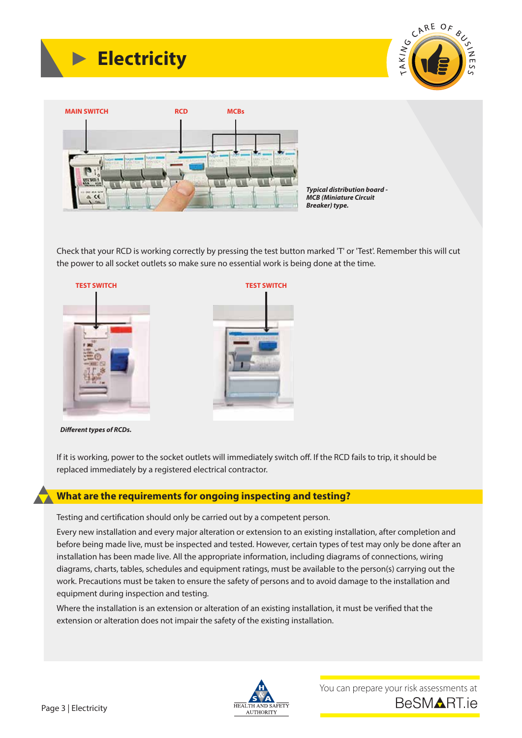# Electricity

MAIN SWITCH

RCD

MCBs

*Typical distribution board - MCB (Miniature Circuit Breaker) type.*

Check that your RCD is working correctly by pressing the test button marked 'T' or 'Test'. Remember this will cut the power to all socket outlets so make sure no essential work is being done at the time.

TEST SWITCH

TEST SWITCH

*Different types of RCDs.*

If it is working, power to the socket outlets will immediately switch off. If the RCD fails to trip, it should be replaced immediately by a registered electrical contractor.

## What are the requirements for ongoing inspecting and testing?

Testing and certification should only be carried out by a competent person.

Every new installation and every major alteration or extension to an existing installation, after completion and before being made live, must be inspected and tested. However, certain types of test may only be done after an installation has been made live. All the appropriate information, including diagrams of connections, wiring diagrams, charts, tables, schedules and equipment ratings, must be available to the person(s) carrying out the work. Precautions must be taken to ensure the safety of persons and to avoid damage to the installation and equipment during inspection and testing.

Where the installation is an extension or alteration of an existing installation, it must be verified that the extension or alteration does not impair the safety of the existing installation.

You can prepare your risk assessments at BeSMART.ie